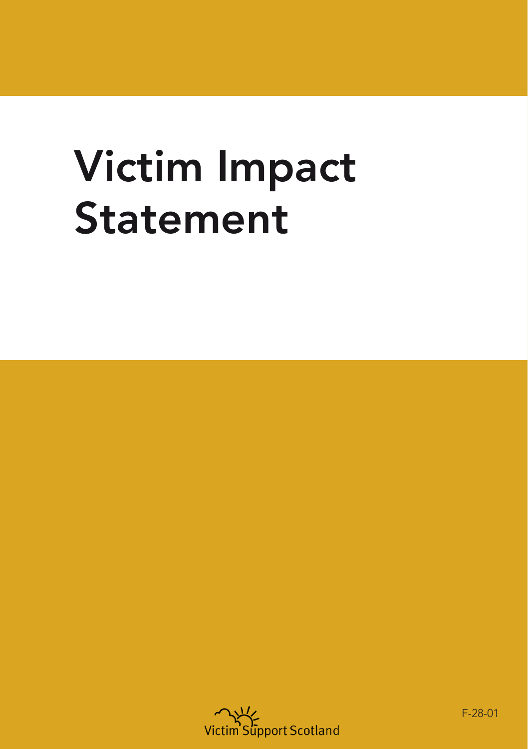# Victim Impact Statement

Victim Support Scotland

F-28-01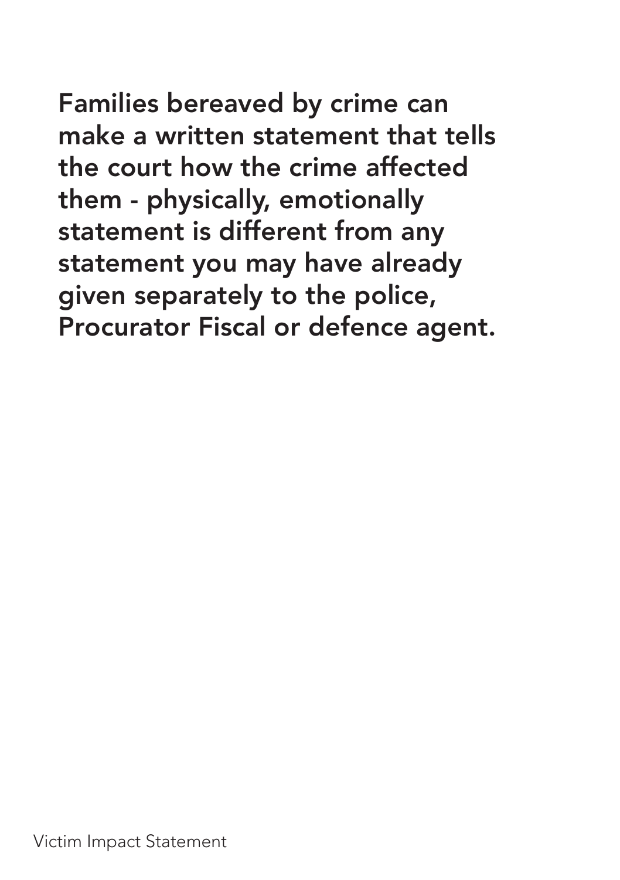**Families bereaved by crime can make a written statement that tells the court how the crime affected them - physically, emotionally statement is different from any statement you may have already given separately to the police, Procurator Fiscal or defence agent.**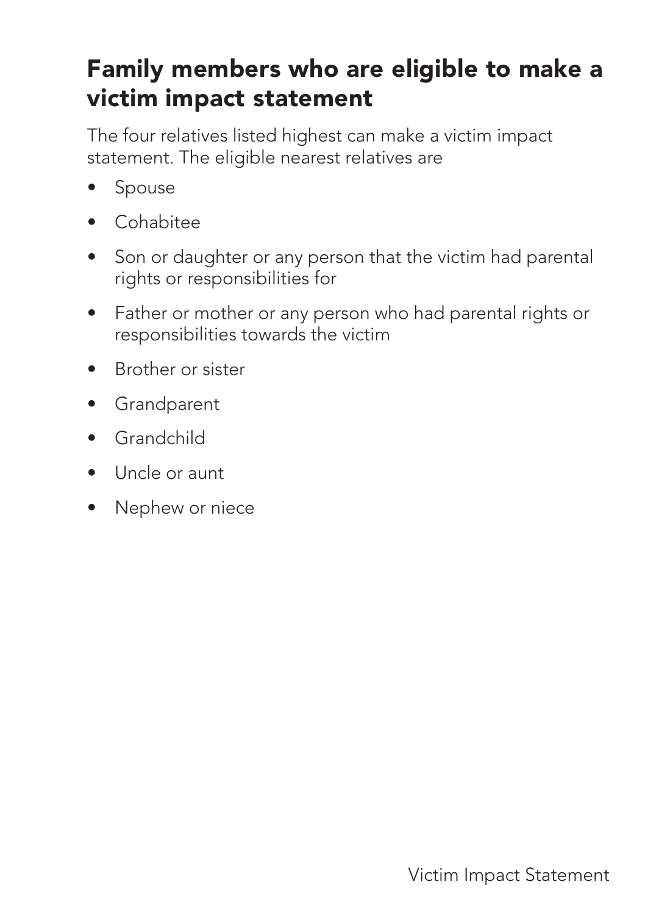## Family members who are eligible to make a victim impact statement

The four relatives listed highest can make a victim impact statement. The eligible nearest relatives are

- Spouse
- Cohabitee
- Son or daughter or any person that the victim had parental rights or responsibilities for
- Father or mother or any person who had parental rights or responsibilities towards the victim
- Brother or sister
- Grandparent
- Grandchild
- Uncle or aunt
- Nephew or niece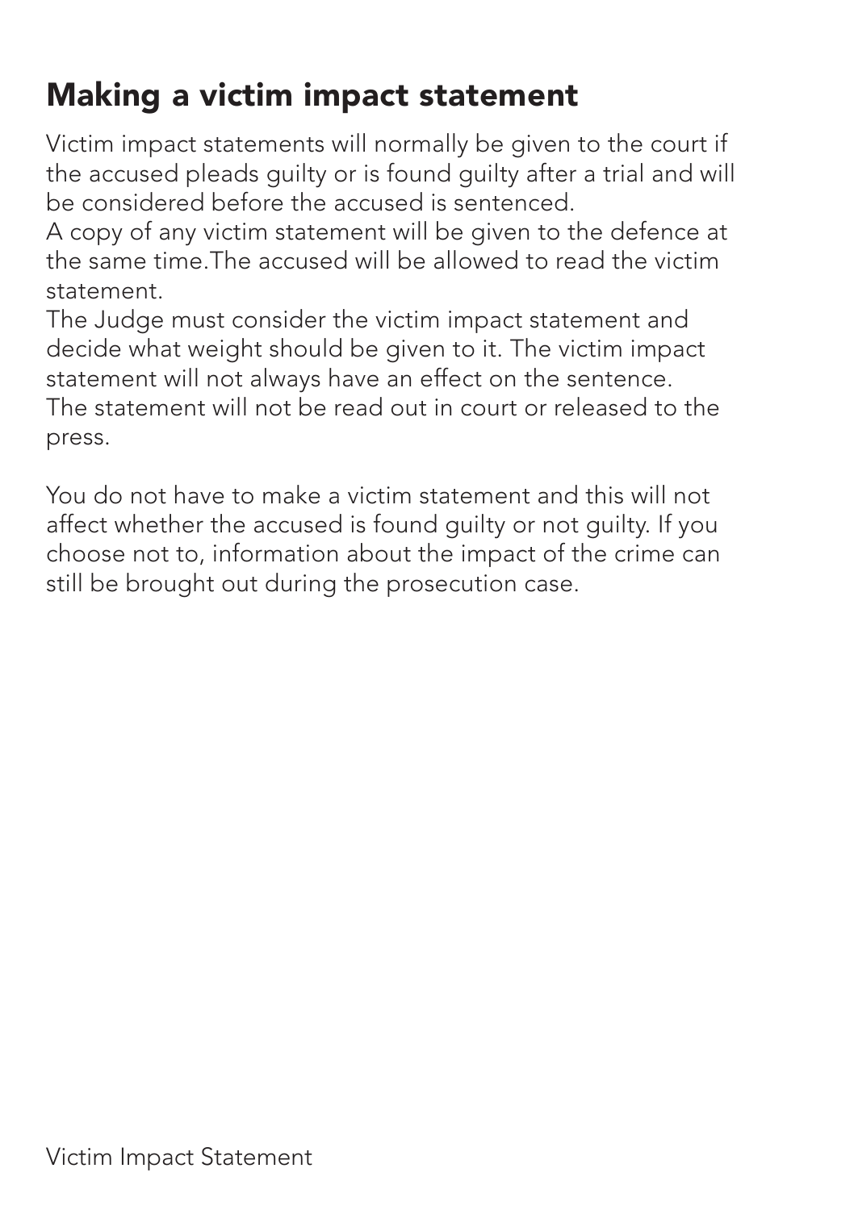## Making a victim impact statement

Victim impact statements will normally be given to the court if the accused pleads guilty or is found guilty after a trial and will be considered before the accused is sentenced.

A copy of any victim statement will be given to the defence at the same time.The accused will be allowed to read the victim statement.

The Judge must consider the victim impact statement and decide what weight should be given to it. The victim impact statement will not always have an effect on the sentence.

The statement will not be read out in court or released to the press.

You do not have to make a victim statement and this will not affect whether the accused is found guilty or not guilty. If you choose not to, information about the impact of the crime can still be brought out during the prosecution case.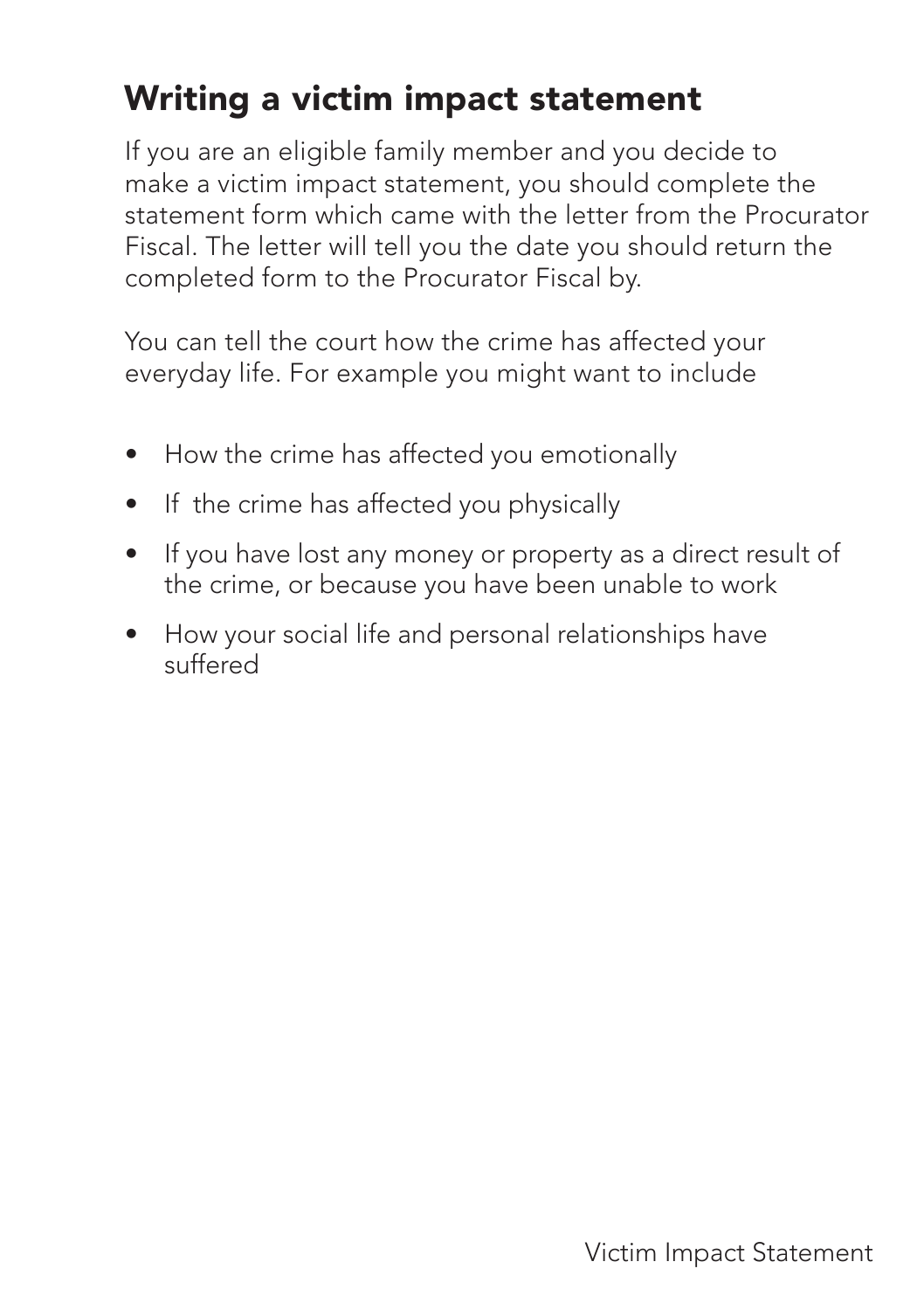## Writing a victim impact statement

If you are an eligible family member and you decide to make a victim impact statement, you should complete the statement form which came with the letter from the Procurator Fiscal. The letter will tell you the date you should return the completed form to the Procurator Fiscal by.

You can tell the court how the crime has affected your everyday life. For example you might want to include

- How the crime has affected you emotionally
- If the crime has affected you physically
- If you have lost any money or property as a direct result of the crime, or because you have been unable to work
- How your social life and personal relationships have suffered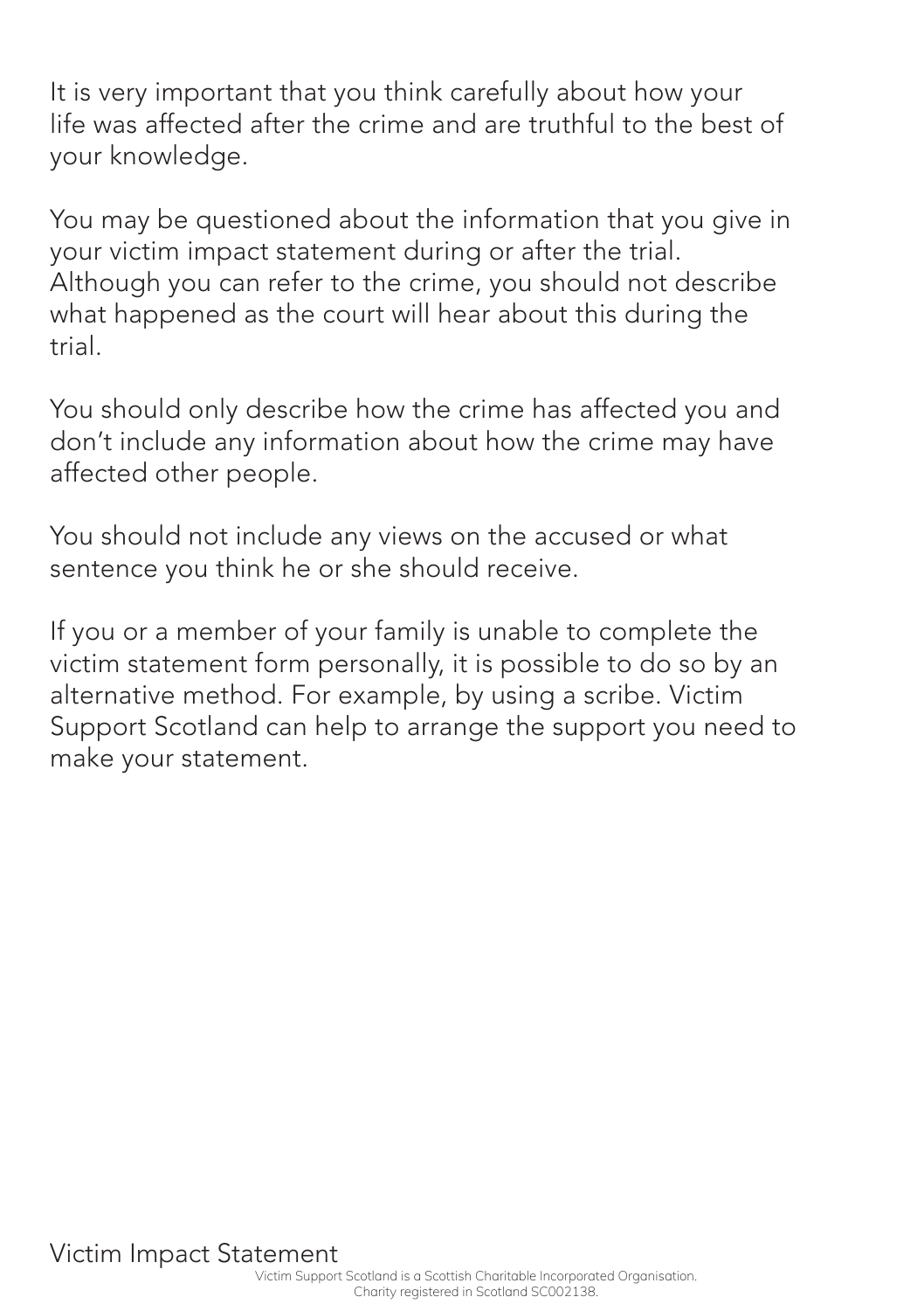It is very important that you think carefully about how your life was affected after the crime and are truthful to the best of your knowledge.

You may be questioned about the information that you give in your victim impact statement during or after the trial. Although you can refer to the crime, you should not describe what happened as the court will hear about this during the trial.

You should only describe how the crime has affected you and don't include any information about how the crime may have affected other people.

You should not include any views on the accused or what sentence you think he or she should receive.

If you or a member of your family is unable to complete the victim statement form personally, it is possible to do so by an alternative method. For example, by using a scribe. Victim Support Scotland can help to arrange the support you need to make your statement.